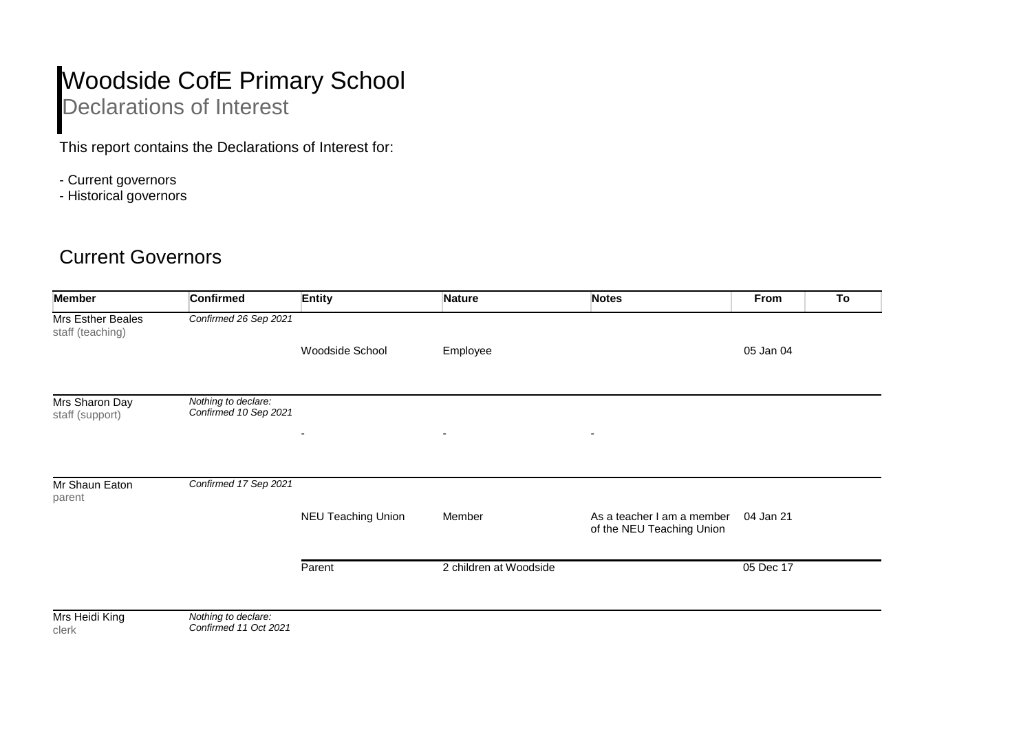# Woodside CofE Primary School

## Declarations of Interest

This report contains the Declarations of Interest for:

- Current governors
- Historical governors

## Current Governors

| Member | Confirmed | Entity | Nature | Notes | From | To |
|---|---|---|---|---|---|---|
| Mrs Esther Beales staff (teaching) | *Confirmed 26 Sep 2021* | | | | | |
| | | Woodside School | Employee | | 05 Jan 04 | |
| Mrs Sharon Day staff (support) | *Nothing to declare: Confirmed 10 Sep 2021* | | | | | |
| | | - | - | - | | |
| Mr Shaun Eaton parent | *Confirmed 17 Sep 2021* | | | | | |
| | | NEU Teaching Union | Member | As a teacher I am a member of the NEU Teaching Union | 04 Jan 21 | |
| | | Parent | 2 children at Woodside | | 05 Dec 17 | |
| Mrs Heidi King clerk | *Nothing to declare: Confirmed 11 Oct 2021* | | | | | |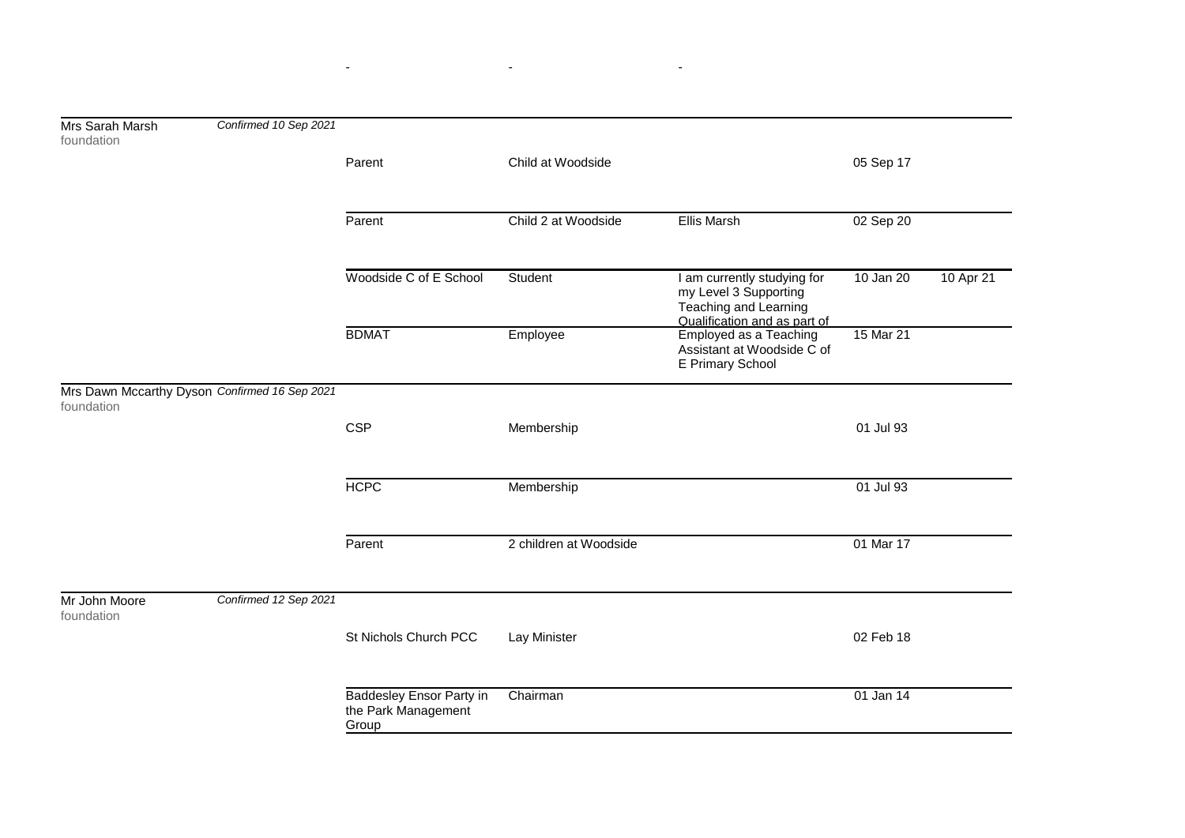| Name | Status | Organisation | Nature of interest | Details | From | To |
|---|---|---|---|---|---|---|
| Mrs Sarah Marsh foundation | *Confirmed 10 Sep 2021* | | | | | |
| | | Parent | Child at Woodside | | 05 Sep 17 | |
| | | Parent | Child 2 at Woodside | Ellis Marsh | 02 Sep 20 | |
| | | Woodside C of E School | Student | I am currently studying for my Level 3 Supporting Teaching and Learning Qualification and as part of | 10 Jan 20 | 10 Apr 21 |
| | | BDMAT | Employee | Employed as a Teaching Assistant at Woodside C of E Primary School | 15 Mar 21 | |
| Mrs Dawn Mccarthy Dyson foundation | *Confirmed 16 Sep 2021* | | | | | |
| | | CSP | Membership | | 01 Jul 93 | |
| | | HCPC | Membership | | 01 Jul 93 | |
| | | Parent | 2 children at Woodside | | 01 Mar 17 | |
| Mr John Moore foundation | *Confirmed 12 Sep 2021* | | | | | |
| | | St Nichols Church PCC | Lay Minister | | 02 Feb 18 | |
| | | Baddesley Ensor Party in the Park Management Group | Chairman | | 01 Jan 14 | |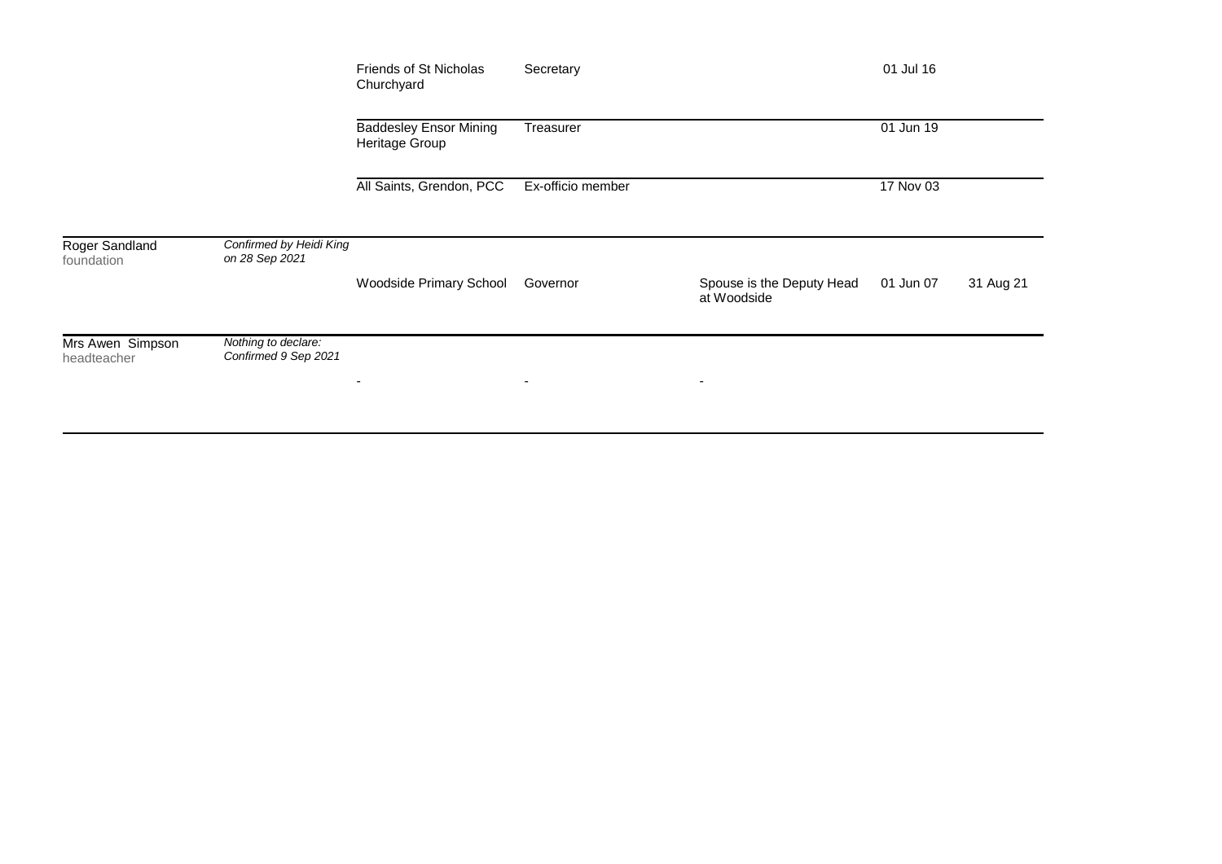| | | | | | | |
|---|---|---|---|---|---|---|
| | | Friends of St Nicholas Churchyard | Secretary | | 01 Jul 16 | |
| | | Baddesley Ensor Mining Heritage Group | Treasurer | | 01 Jun 19 | |
| | | All Saints, Grendon, PCC | Ex-officio member | | 17 Nov 03 | |
| Roger Sandland<br>foundation | *Confirmed by Heidi King on 28 Sep 2021* | | | | | |
| | | Woodside Primary School | Governor | Spouse is the Deputy Head at Woodside | 01 Jun 07 | 31 Aug 21 |
| Mrs Awen Simpson<br>headteacher | *Nothing to declare: Confirmed 9 Sep 2021* | | | | | |
| | | - | - | - | | |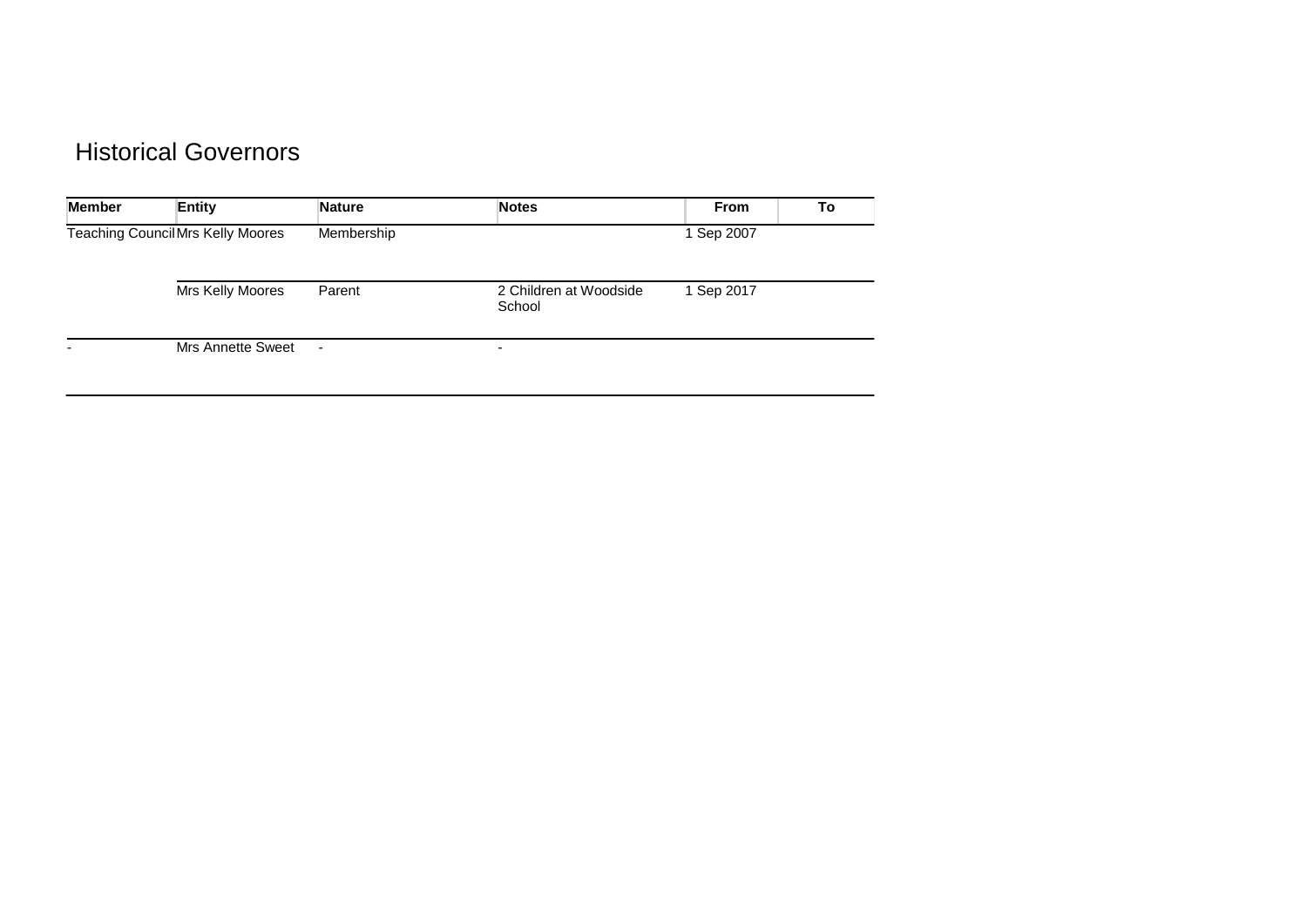# Historical Governors

| Member | Entity | Nature | Notes | From | To |
|---|---|---|---|---|---|
| Teaching Council | Mrs Kelly Moores | Membership | | 1 Sep 2007 | |
| | Mrs Kelly Moores | Parent | 2 Children at Woodside School | 1 Sep 2017 | |
| - | Mrs Annette Sweet | - | - | | |